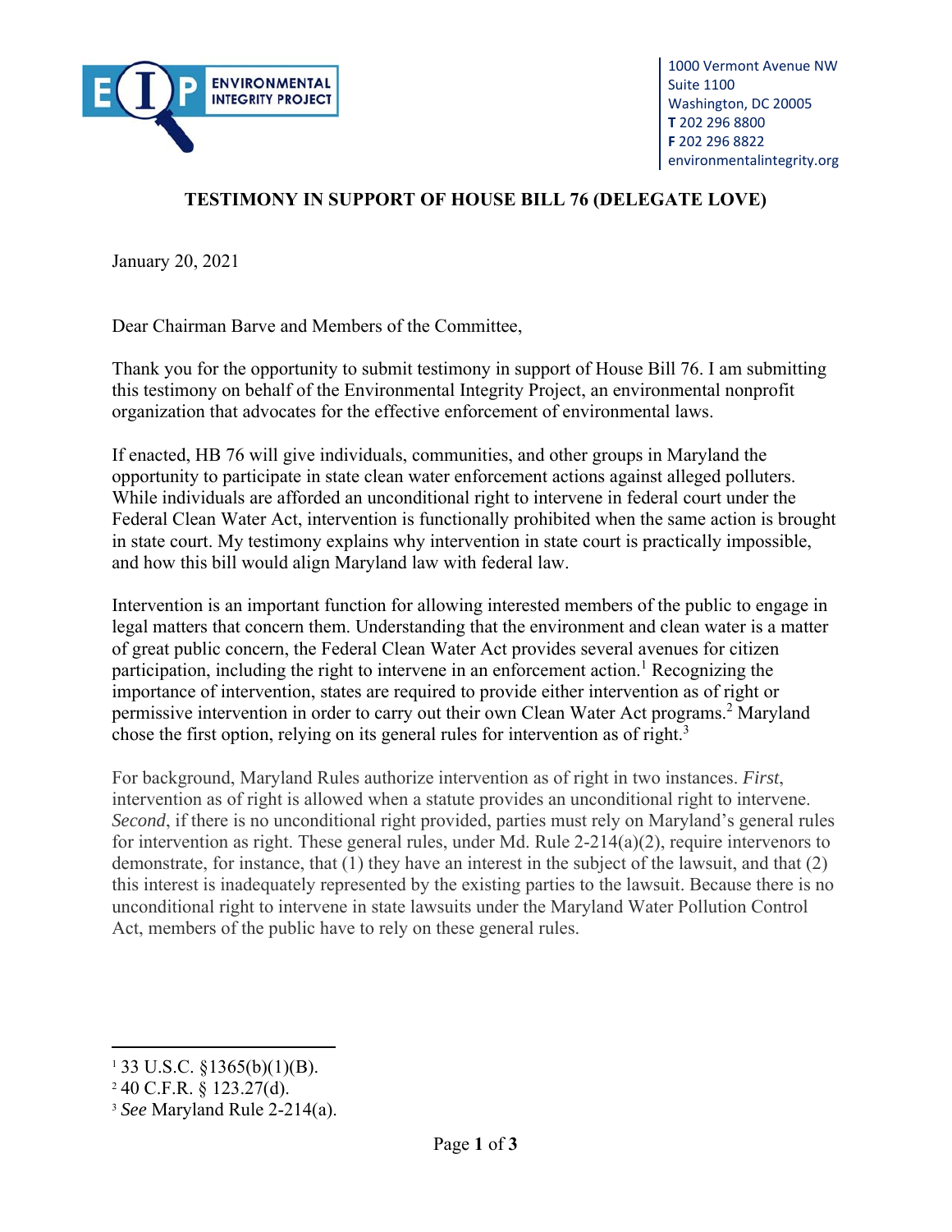ENVIRONMENTAL INTEGRITY PROJECT

1000 Vermont Avenue NW
Suite 1100
Washington, DC 20005
**T** 202 296 8800
**F** 202 296 8822
environmentalintegrity.org

## TESTIMONY IN SUPPORT OF HOUSE BILL 76 (DELEGATE LOVE)

January 20, 2021

Dear Chairman Barve and Members of the Committee,

Thank you for the opportunity to submit testimony in support of House Bill 76. I am submitting this testimony on behalf of the Environmental Integrity Project, an environmental nonprofit organization that advocates for the effective enforcement of environmental laws.

If enacted, HB 76 will give individuals, communities, and other groups in Maryland the opportunity to participate in state clean water enforcement actions against alleged polluters. While individuals are afforded an unconditional right to intervene in federal court under the Federal Clean Water Act, intervention is functionally prohibited when the same action is brought in state court. My testimony explains why intervention in state court is practically impossible, and how this bill would align Maryland law with federal law.

Intervention is an important function for allowing interested members of the public to engage in legal matters that concern them. Understanding that the environment and clean water is a matter of great public concern, the Federal Clean Water Act provides several avenues for citizen participation, including the right to intervene in an enforcement action.[1] Recognizing the importance of intervention, states are required to provide either intervention as of right or permissive intervention in order to carry out their own Clean Water Act programs.[2] Maryland chose the first option, relying on its general rules for intervention as of right.[3]

For background, Maryland Rules authorize intervention as of right in two instances. *First*, intervention as of right is allowed when a statute provides an unconditional right to intervene. *Second*, if there is no unconditional right provided, parties must rely on Maryland's general rules for intervention as right. These general rules, under Md. Rule 2-214(a)(2), require intervenors to demonstrate, for instance, that (1) they have an interest in the subject of the lawsuit, and that (2) this interest is inadequately represented by the existing parties to the lawsuit. Because there is no unconditional right to intervene in state lawsuits under the Maryland Water Pollution Control Act, members of the public have to rely on these general rules.

---

[1] 33 U.S.C. §1365(b)(1)(B).

[2] 40 C.F.R. § 123.27(d).

[3] *See* Maryland Rule 2-214(a).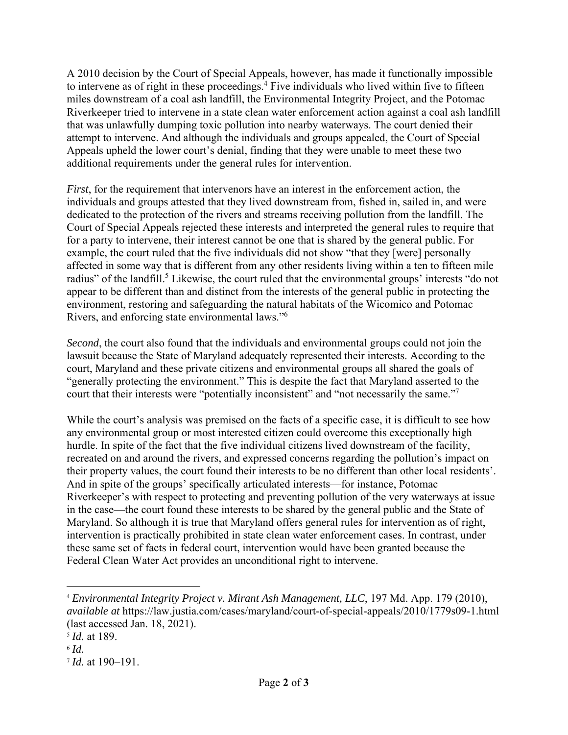A 2010 decision by the Court of Special Appeals, however, has made it functionally impossible to intervene as of right in these proceedings.[4] Five individuals who lived within five to fifteen miles downstream of a coal ash landfill, the Environmental Integrity Project, and the Potomac Riverkeeper tried to intervene in a state clean water enforcement action against a coal ash landfill that was unlawfully dumping toxic pollution into nearby waterways. The court denied their attempt to intervene. And although the individuals and groups appealed, the Court of Special Appeals upheld the lower court's denial, finding that they were unable to meet these two additional requirements under the general rules for intervention.

*First*, for the requirement that intervenors have an interest in the enforcement action, the individuals and groups attested that they lived downstream from, fished in, sailed in, and were dedicated to the protection of the rivers and streams receiving pollution from the landfill. The Court of Special Appeals rejected these interests and interpreted the general rules to require that for a party to intervene, their interest cannot be one that is shared by the general public. For example, the court ruled that the five individuals did not show "that they [were] personally affected in some way that is different from any other residents living within a ten to fifteen mile radius" of the landfill.[5] Likewise, the court ruled that the environmental groups' interests "do not appear to be different than and distinct from the interests of the general public in protecting the environment, restoring and safeguarding the natural habitats of the Wicomico and Potomac Rivers, and enforcing state environmental laws."[6]

*Second*, the court also found that the individuals and environmental groups could not join the lawsuit because the State of Maryland adequately represented their interests. According to the court, Maryland and these private citizens and environmental groups all shared the goals of "generally protecting the environment." This is despite the fact that Maryland asserted to the court that their interests were "potentially inconsistent" and "not necessarily the same."[7]

While the court's analysis was premised on the facts of a specific case, it is difficult to see how any environmental group or most interested citizen could overcome this exceptionally high hurdle. In spite of the fact that the five individual citizens lived downstream of the facility, recreated on and around the rivers, and expressed concerns regarding the pollution's impact on their property values, the court found their interests to be no different than other local residents'. And in spite of the groups' specifically articulated interests—for instance, Potomac Riverkeeper's with respect to protecting and preventing pollution of the very waterways at issue in the case—the court found these interests to be shared by the general public and the State of Maryland. So although it is true that Maryland offers general rules for intervention as of right, intervention is practically prohibited in state clean water enforcement cases. In contrast, under these same set of facts in federal court, intervention would have been granted because the Federal Clean Water Act provides an unconditional right to intervene.

---

[4] *Environmental Integrity Project v. Mirant Ash Management, LLC*, 197 Md. App. 179 (2010), *available at* https://law.justia.com/cases/maryland/court-of-special-appeals/2010/1779s09-1.html (last accessed Jan. 18, 2021).

[5] *Id.* at 189.

[6] *Id.*

[7] *Id.* at 190–191.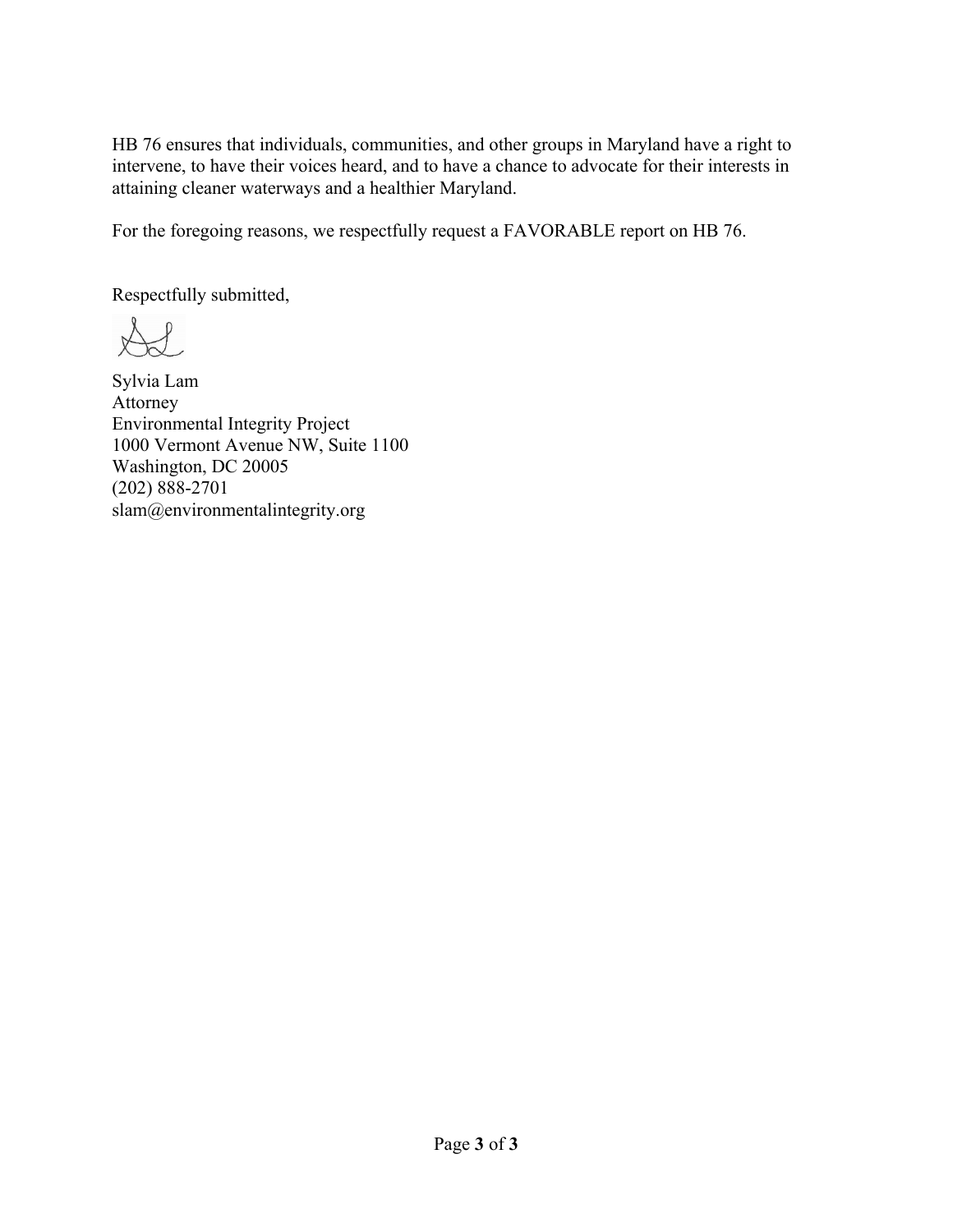HB 76 ensures that individuals, communities, and other groups in Maryland have a right to intervene, to have their voices heard, and to have a chance to advocate for their interests in attaining cleaner waterways and a healthier Maryland.

For the foregoing reasons, we respectfully request a FAVORABLE report on HB 76.

Respectfully submitted,

Sylvia Lam
Attorney
Environmental Integrity Project
1000 Vermont Avenue NW, Suite 1100
Washington, DC 20005
(202) 888-2701
slam@environmentalintegrity.org